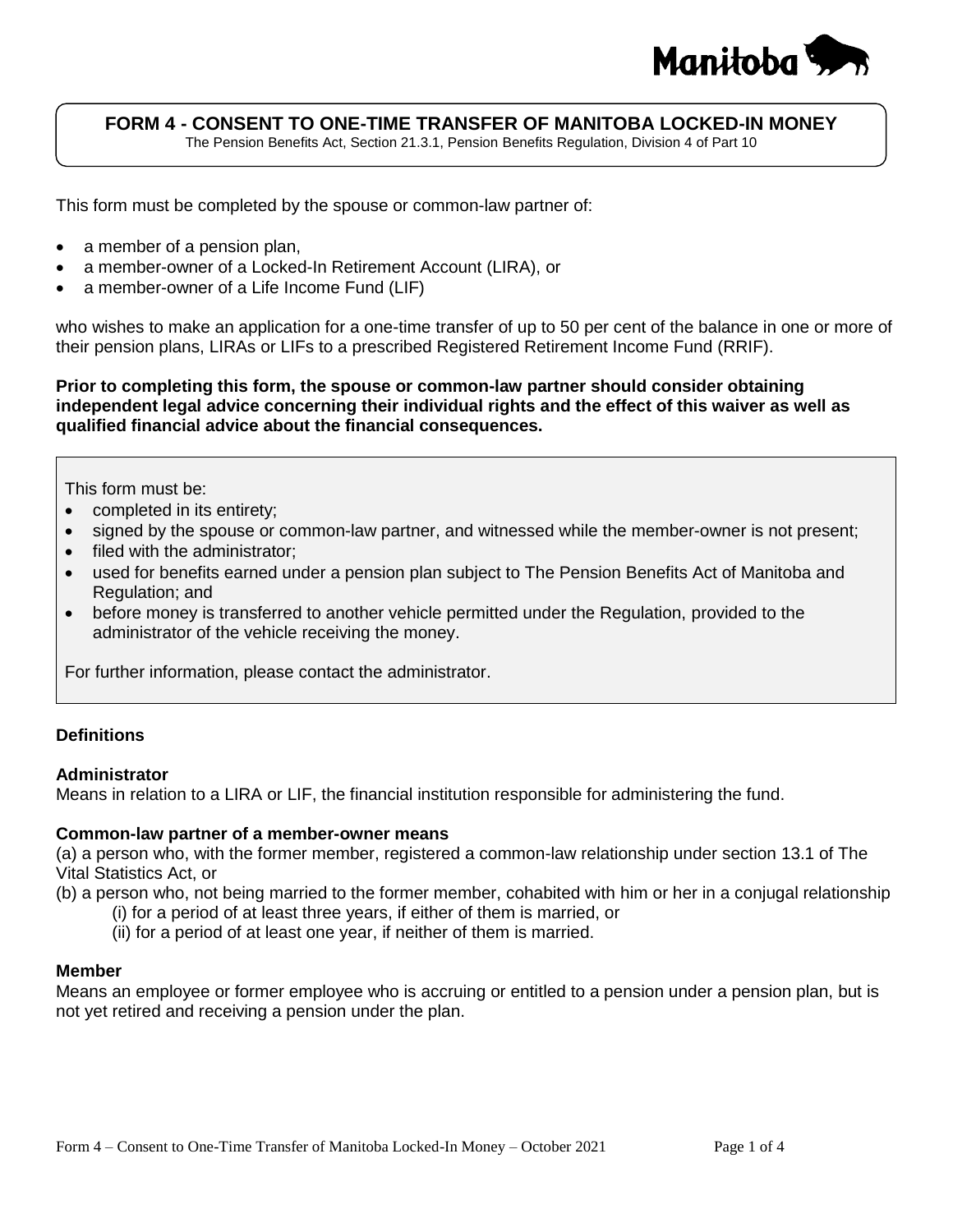# FORM 4 - CONSENT TO ONE-TIME TRANSFER OF MANITOBA LOCKED-IN MONEY

The Pension Benefits Act, Section 21.3.1, Pension Benefits Regulation, Division 4 of Part 10

This form must be completed by the spouse or common-law partner of:

- a member of a pension plan,
- a member-owner of a Locked-In Retirement Account (LIRA), or
- a member-owner of a Life Income Fund (LIF)

who wishes to make an application for a one-time transfer of up to 50 per cent of the balance in one or more of their pension plans, LIRAs or LIFs to a prescribed Registered Retirement Income Fund (RRIF).

**Prior to completing this form, the spouse or common-law partner should consider obtaining independent legal advice concerning their individual rights and the effect of this waiver as well as qualified financial advice about the financial consequences.**

This form must be:

- completed in its entirety;
- signed by the spouse or common-law partner, and witnessed while the member-owner is not present;
- filed with the administrator;
- used for benefits earned under a pension plan subject to The Pension Benefits Act of Manitoba and Regulation; and
- before money is transferred to another vehicle permitted under the Regulation, provided to the administrator of the vehicle receiving the money.

For further information, please contact the administrator.

### Definitions

**Administrator**
Means in relation to a LIRA or LIF, the financial institution responsible for administering the fund.

**Common-law partner of a member-owner means**
(a) a person who, with the former member, registered a common-law relationship under section 13.1 of The Vital Statistics Act, or
(b) a person who, not being married to the former member, cohabited with him or her in a conjugal relationship
(i) for a period of at least three years, if either of them is married, or
(ii) for a period of at least one year, if neither of them is married.

**Member**
Means an employee or former employee who is accruing or entitled to a pension under a pension plan, but is not yet retired and receiving a pension under the plan.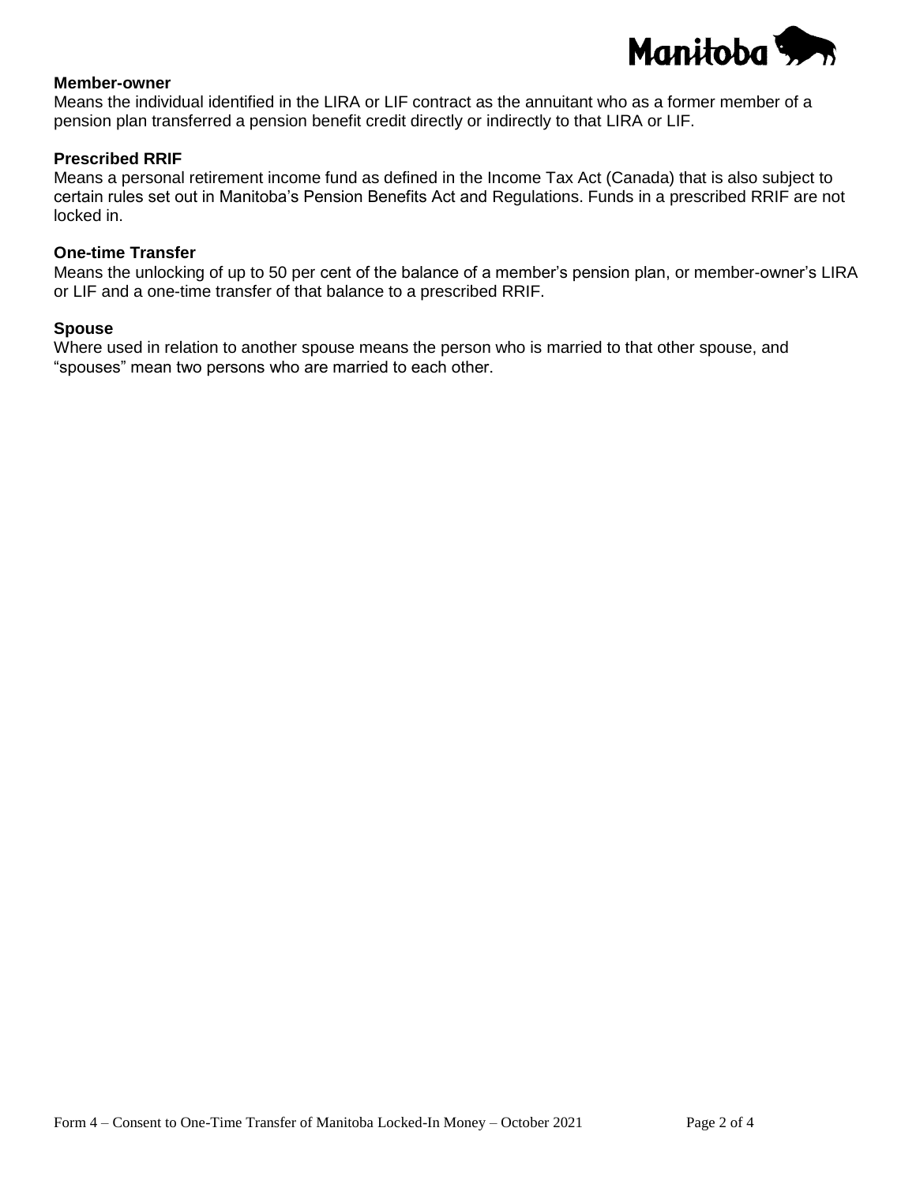**Member-owner**
Means the individual identified in the LIRA or LIF contract as the annuitant who as a former member of a pension plan transferred a pension benefit credit directly or indirectly to that LIRA or LIF.

**Prescribed RRIF**
Means a personal retirement income fund as defined in the Income Tax Act (Canada) that is also subject to certain rules set out in Manitoba's Pension Benefits Act and Regulations. Funds in a prescribed RRIF are not locked in.

**One-time Transfer**
Means the unlocking of up to 50 per cent of the balance of a member's pension plan, or member-owner's LIRA or LIF and a one-time transfer of that balance to a prescribed RRIF.

**Spouse**
Where used in relation to another spouse means the person who is married to that other spouse, and "spouses" mean two persons who are married to each other.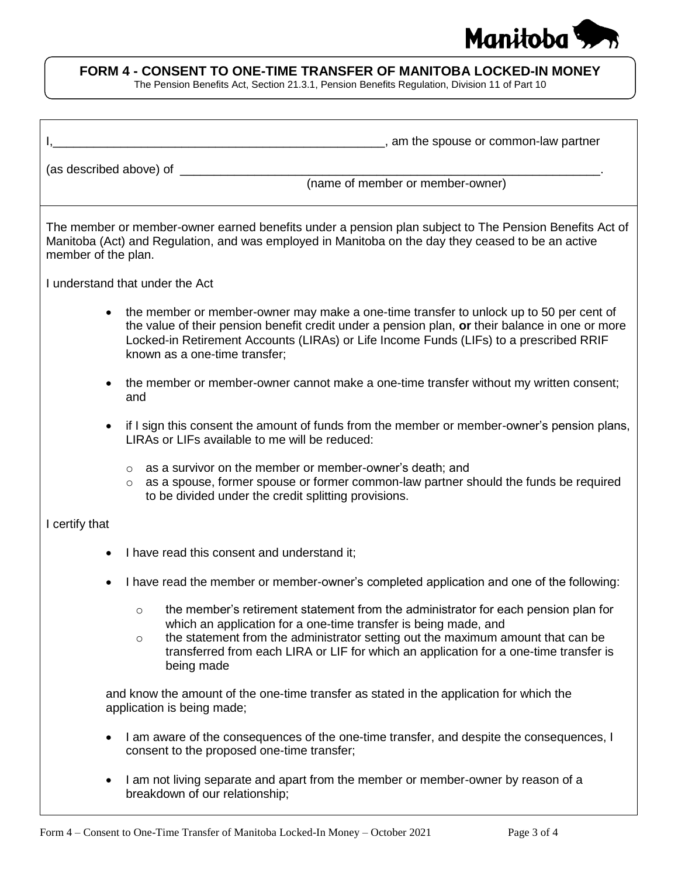## FORM 4 - CONSENT TO ONE-TIME TRANSFER OF MANITOBA LOCKED-IN MONEY

The Pension Benefits Act, Section 21.3.1, Pension Benefits Regulation, Division 11 of Part 10

I,\_\_\_\_\_\_\_\_\_\_\_\_\_\_\_\_\_\_\_\_\_\_\_\_\_\_\_\_\_\_\_\_\_\_\_\_\_\_\_\_\_\_\_\_\_\_\_\_\_\_, am the spouse or common-law partner

(as described above) of \_\_\_\_\_\_\_\_\_\_\_\_\_\_\_\_\_\_\_\_\_\_\_\_\_\_\_\_\_\_\_\_\_\_\_\_\_\_\_\_\_\_\_\_\_\_\_\_\_\_\_\_\_\_\_\_\_\_\_\_\_.
(name of member or member-owner)

The member or member-owner earned benefits under a pension plan subject to The Pension Benefits Act of Manitoba (Act) and Regulation, and was employed in Manitoba on the day they ceased to be an active member of the plan.

I understand that under the Act

- the member or member-owner may make a one-time transfer to unlock up to 50 per cent of the value of their pension benefit credit under a pension plan, **or** their balance in one or more Locked-in Retirement Accounts (LIRAs) or Life Income Funds (LIFs) to a prescribed RRIF known as a one-time transfer;
- the member or member-owner cannot make a one-time transfer without my written consent; and
- if I sign this consent the amount of funds from the member or member-owner's pension plans, LIRAs or LIFs available to me will be reduced:
  - as a survivor on the member or member-owner's death; and
  - as a spouse, former spouse or former common-law partner should the funds be required to be divided under the credit splitting provisions.

I certify that

- I have read this consent and understand it;
- I have read the member or member-owner's completed application and one of the following:
  - the member's retirement statement from the administrator for each pension plan for which an application for a one-time transfer is being made, and
  - the statement from the administrator setting out the maximum amount that can be transferred from each LIRA or LIF for which an application for a one-time transfer is being made

  and know the amount of the one-time transfer as stated in the application for which the application is being made;
- I am aware of the consequences of the one-time transfer, and despite the consequences, I consent to the proposed one-time transfer;
- I am not living separate and apart from the member or member-owner by reason of a breakdown of our relationship;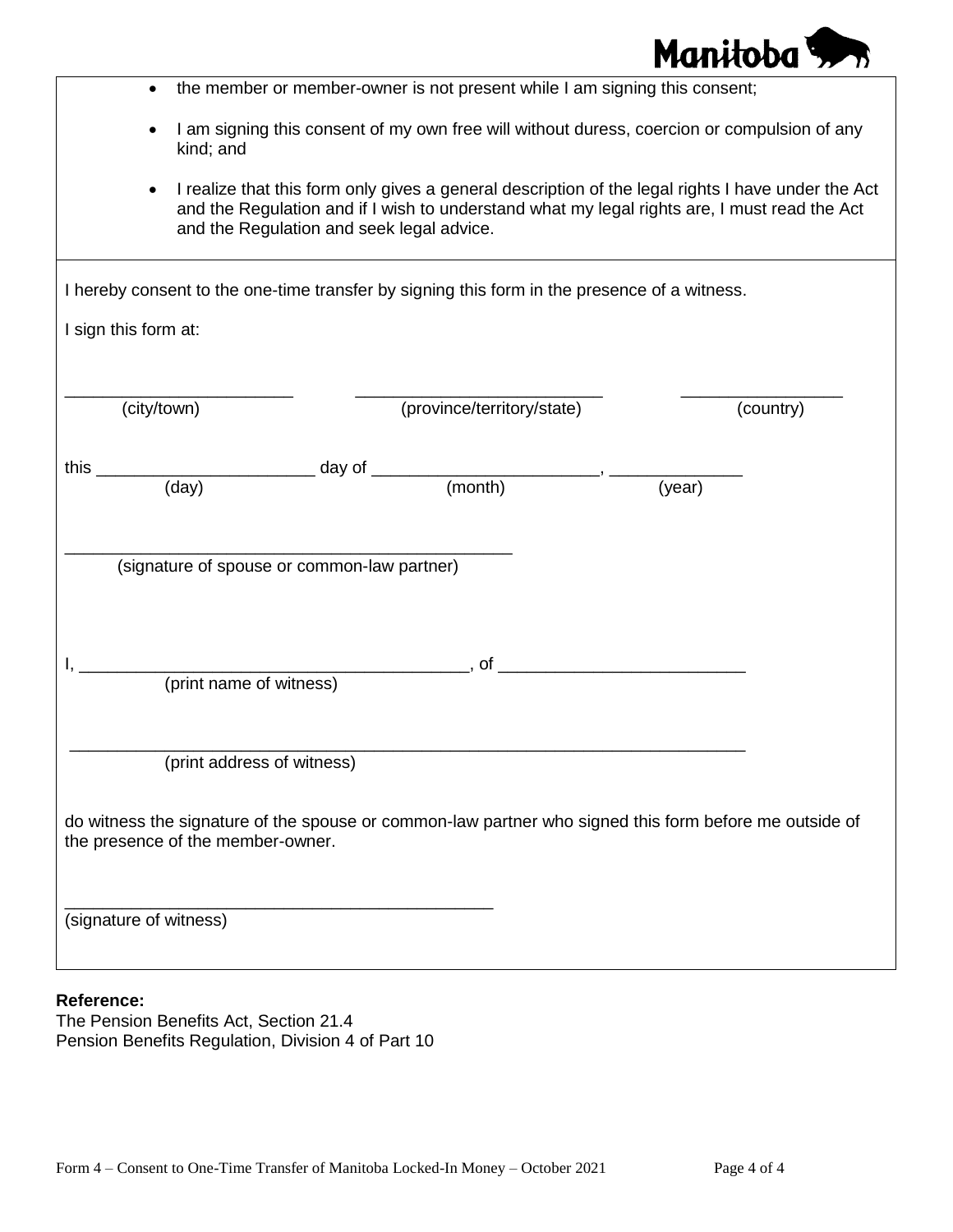- the member or member-owner is not present while I am signing this consent;
- I am signing this consent of my own free will without duress, coercion or compulsion of any kind; and
- I realize that this form only gives a general description of the legal rights I have under the Act and the Regulation and if I wish to understand what my legal rights are, I must read the Act and the Regulation and seek legal advice.

I hereby consent to the one-time transfer by signing this form in the presence of a witness.

I sign this form at:

______________________ ________________________ ________________
(city/town) (province/territory/state) (country)

this ______________________ day of _______________________, _____________
(day) (month) (year)

_____________________________________________
(signature of spouse or common-law partner)

I, ________________________________________, of _________________________
(print name of witness)

_____________________________________________________________________
(print address of witness)

do witness the signature of the spouse or common-law partner who signed this form before me outside of the presence of the member-owner.

_____________________________________________
(signature of witness)

**Reference:**
The Pension Benefits Act, Section 21.4
Pension Benefits Regulation, Division 4 of Part 10